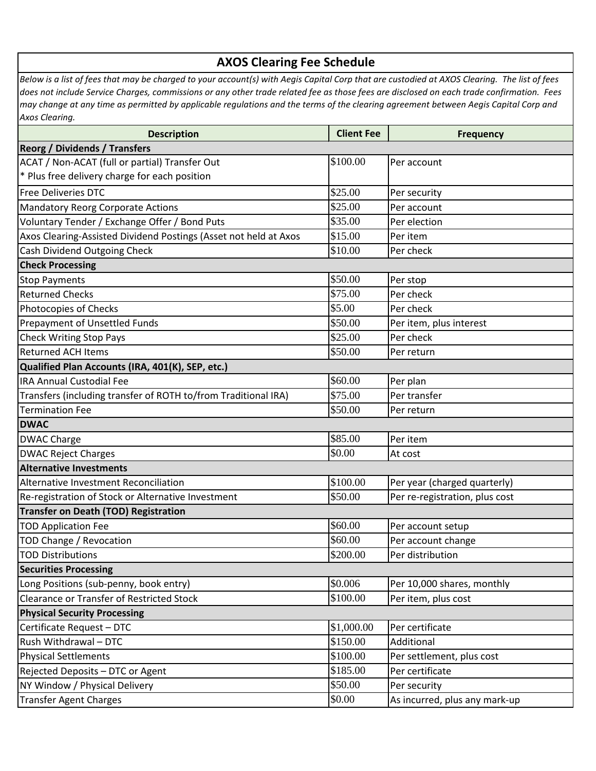# AXOS Clearing Fee Schedule

*Below is a list of fees that may be charged to your account(s) with Aegis Capital Corp that are custodied at AXOS Clearing. The list of fees does not include Service Charges, commissions or any other trade related fee as those fees are disclosed on each trade confirmation. Fees may change at any time as permitted by applicable regulations and the terms of the clearing agreement between Aegis Capital Corp and Axos Clearing.*

| Description | Client Fee | Frequency |
|---|---|---|
| **Reorg / Dividends / Transfers** | | |
| ACAT / Non-ACAT (full or partial) Transfer Out<br>* Plus free delivery charge for each position | $100.00 | Per account |
| Free Deliveries DTC | $25.00 | Per security |
| Mandatory Reorg Corporate Actions | $25.00 | Per account |
| Voluntary Tender / Exchange Offer / Bond Puts | $35.00 | Per election |
| Axos Clearing-Assisted Dividend Postings (Asset not held at Axos | $15.00 | Per item |
| Cash Dividend Outgoing Check | $10.00 | Per check |
| **Check Processing** | | |
| Stop Payments | $50.00 | Per stop |
| Returned Checks | $75.00 | Per check |
| Photocopies of Checks | $5.00 | Per check |
| Prepayment of Unsettled Funds | $50.00 | Per item, plus interest |
| Check Writing Stop Pays | $25.00 | Per check |
| Returned ACH Items | $50.00 | Per return |
| **Qualified Plan Accounts (IRA, 401(K), SEP, etc.)** | | |
| IRA Annual Custodial Fee | $60.00 | Per plan |
| Transfers (including transfer of ROTH to/from Traditional IRA) | $75.00 | Per transfer |
| Termination Fee | $50.00 | Per return |
| **DWAC** | | |
| DWAC Charge | $85.00 | Per item |
| DWAC Reject Charges | $0.00 | At cost |
| **Alternative Investments** | | |
| Alternative Investment Reconciliation | $100.00 | Per year (charged quarterly) |
| Re-registration of Stock or Alternative Investment | $50.00 | Per re-registration, plus cost |
| **Transfer on Death (TOD) Registration** | | |
| TOD Application Fee | $60.00 | Per account setup |
| TOD Change / Revocation | $60.00 | Per account change |
| TOD Distributions | $200.00 | Per distribution |
| **Securities Processing** | | |
| Long Positions (sub-penny, book entry) | $0.006 | Per 10,000 shares, monthly |
| Clearance or Transfer of Restricted Stock | $100.00 | Per item, plus cost |
| **Physical Security Processing** | | |
| Certificate Request – DTC | $1,000.00 | Per certificate |
| Rush Withdrawal – DTC | $150.00 | Additional |
| Physical Settlements | $100.00 | Per settlement, plus cost |
| Rejected Deposits – DTC or Agent | $185.00 | Per certificate |
| NY Window / Physical Delivery | $50.00 | Per security |
| Transfer Agent Charges | $0.00 | As incurred, plus any mark-up |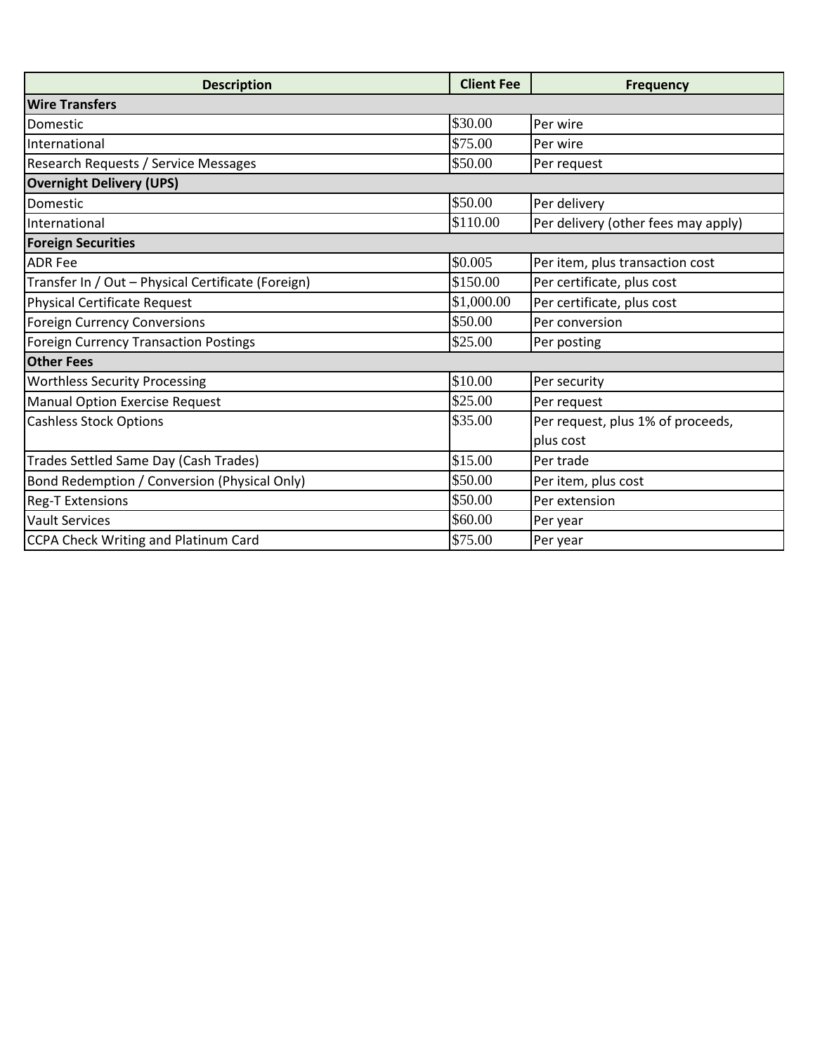| Description | Client Fee | Frequency |
| --- | --- | --- |
| **Wire Transfers** | | |
| Domestic | $30.00 | Per wire |
| International | $75.00 | Per wire |
| Research Requests / Service Messages | $50.00 | Per request |
| **Overnight Delivery (UPS)** | | |
| Domestic | $50.00 | Per delivery |
| International | $110.00 | Per delivery (other fees may apply) |
| **Foreign Securities** | | |
| ADR Fee | $0.005 | Per item, plus transaction cost |
| Transfer In / Out – Physical Certificate (Foreign) | $150.00 | Per certificate, plus cost |
| Physical Certificate Request | $1,000.00 | Per certificate, plus cost |
| Foreign Currency Conversions | $50.00 | Per conversion |
| Foreign Currency Transaction Postings | $25.00 | Per posting |
| **Other Fees** | | |
| Worthless Security Processing | $10.00 | Per security |
| Manual Option Exercise Request | $25.00 | Per request |
| Cashless Stock Options | $35.00 | Per request, plus 1% of proceeds, plus cost |
| Trades Settled Same Day (Cash Trades) | $15.00 | Per trade |
| Bond Redemption / Conversion (Physical Only) | $50.00 | Per item, plus cost |
| Reg-T Extensions | $50.00 | Per extension |
| Vault Services | $60.00 | Per year |
| CCPA Check Writing and Platinum Card | $75.00 | Per year |